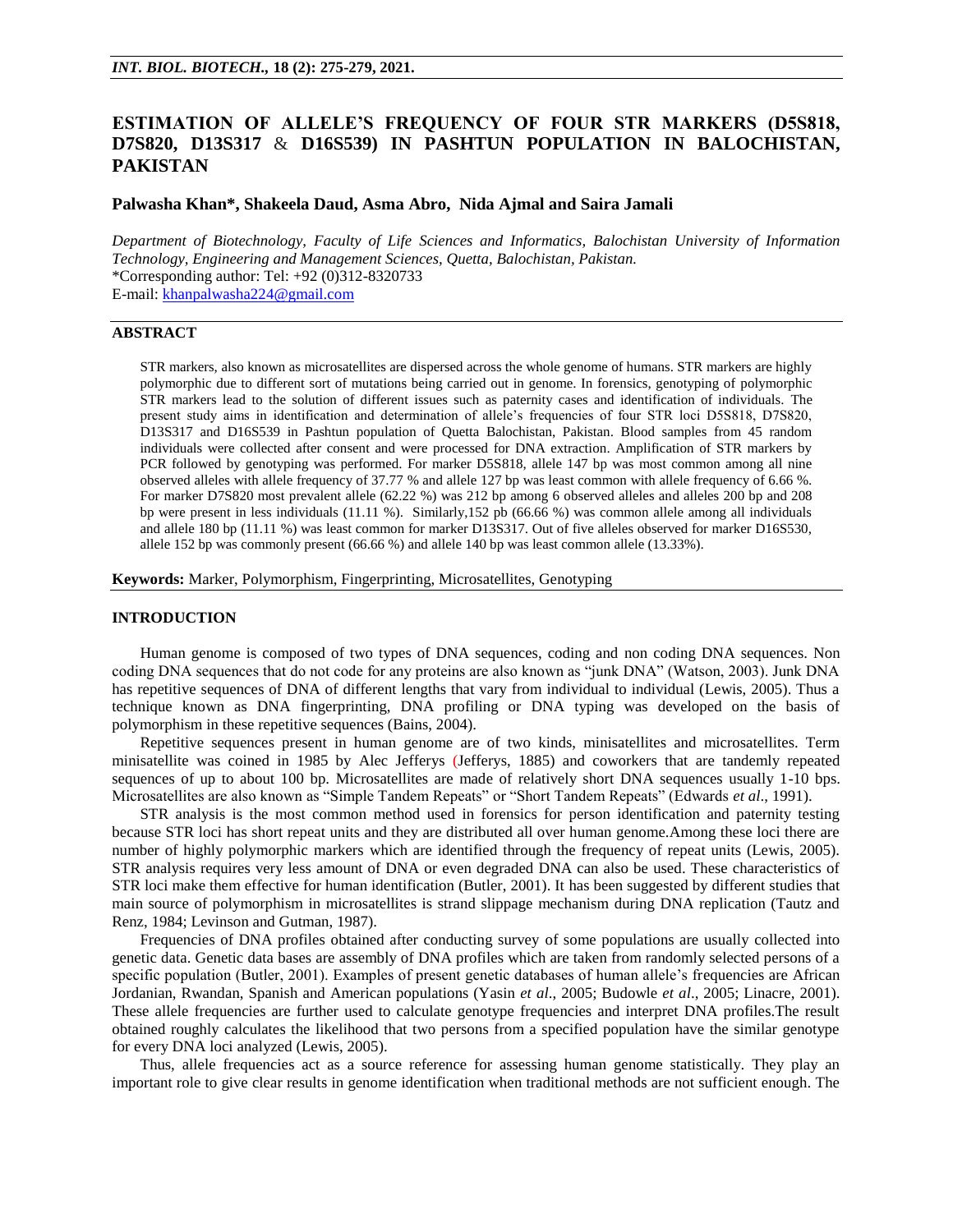# ESTIMATION OF ALLELE'S FREQUENCY OF FOUR STR MARKERS (D5S818, D7S820, D13S317 & D16S539) IN PASHTUN POPULATION IN BALOCHISTAN, PAKISTAN

**Palwasha Khan*, Shakeela Daud, Asma Abro, Nida Ajmal and Saira Jamali**

*Department of Biotechnology, Faculty of Life Sciences and Informatics, Balochistan University of Information Technology, Engineering and Management Sciences, Quetta, Balochistan, Pakistan.*
*Corresponding author: Tel: +92 (0)312-8320733
E-mail: khanpalwasha224@gmail.com

## ABSTRACT

STR markers, also known as microsatellites are dispersed across the whole genome of humans. STR markers are highly polymorphic due to different sort of mutations being carried out in genome. In forensics, genotyping of polymorphic STR markers lead to the solution of different issues such as paternity cases and identification of individuals. The present study aims in identification and determination of allele's frequencies of four STR loci D5S818, D7S820, D13S317 and D16S539 in Pashtun population of Quetta Balochistan, Pakistan. Blood samples from 45 random individuals were collected after consent and were processed for DNA extraction. Amplification of STR markers by PCR followed by genotyping was performed. For marker D5S818, allele 147 bp was most common among all nine observed alleles with allele frequency of 37.77 % and allele 127 bp was least common with allele frequency of 6.66 %. For marker D7S820 most prevalent allele (62.22 %) was 212 bp among 6 observed alleles and alleles 200 bp and 208 bp were present in less individuals (11.11 %). Similarly,152 pb (66.66 %) was common allele among all individuals and allele 180 bp (11.11 %) was least common for marker D13S317. Out of five alleles observed for marker D16S530, allele 152 bp was commonly present (66.66 %) and allele 140 bp was least common allele (13.33%).

**Keywords:** Marker, Polymorphism, Fingerprinting, Microsatellites, Genotyping

## INTRODUCTION

Human genome is composed of two types of DNA sequences, coding and non coding DNA sequences. Non coding DNA sequences that do not code for any proteins are also known as "junk DNA" (Watson, 2003). Junk DNA has repetitive sequences of DNA of different lengths that vary from individual to individual (Lewis, 2005). Thus a technique known as DNA fingerprinting, DNA profiling or DNA typing was developed on the basis of polymorphism in these repetitive sequences (Bains, 2004).

Repetitive sequences present in human genome are of two kinds, minisatellites and microsatellites. Term minisatellite was coined in 1985 by Alec Jefferys (Jefferys, 1885) and coworkers that are tandemly repeated sequences of up to about 100 bp. Microsatellites are made of relatively short DNA sequences usually 1-10 bps. Microsatellites are also known as "Simple Tandem Repeats" or "Short Tandem Repeats" (Edwards *et al*., 1991).

STR analysis is the most common method used in forensics for person identification and paternity testing because STR loci has short repeat units and they are distributed all over human genome.Among these loci there are number of highly polymorphic markers which are identified through the frequency of repeat units (Lewis, 2005). STR analysis requires very less amount of DNA or even degraded DNA can also be used. These characteristics of STR loci make them effective for human identification (Butler, 2001). It has been suggested by different studies that main source of polymorphism in microsatellites is strand slippage mechanism during DNA replication (Tautz and Renz, 1984; Levinson and Gutman, 1987).

Frequencies of DNA profiles obtained after conducting survey of some populations are usually collected into genetic data. Genetic data bases are assembly of DNA profiles which are taken from randomly selected persons of a specific population (Butler, 2001). Examples of present genetic databases of human allele's frequencies are African Jordanian, Rwandan, Spanish and American populations (Yasin *et al*., 2005; Budowle *et al*., 2005; Linacre, 2001). These allele frequencies are further used to calculate genotype frequencies and interpret DNA profiles.The result obtained roughly calculates the likelihood that two persons from a specified population have the similar genotype for every DNA loci analyzed (Lewis, 2005).

Thus, allele frequencies act as a source reference for assessing human genome statistically. They play an important role to give clear results in genome identification when traditional methods are not sufficient enough. The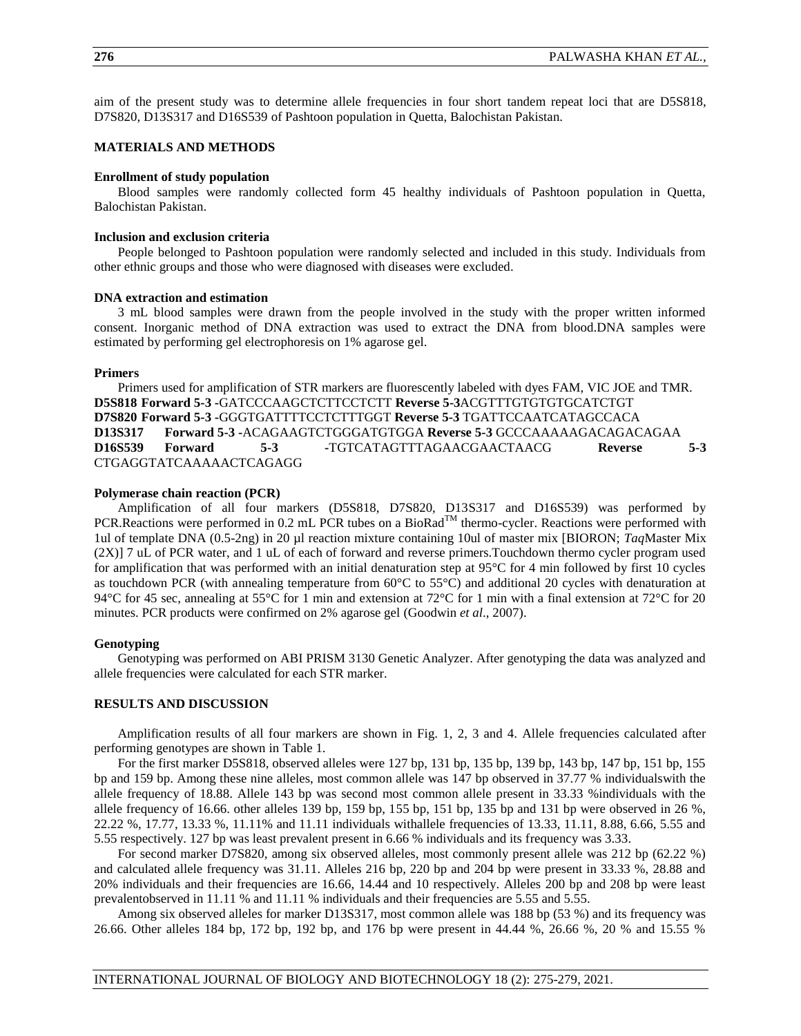aim of the present study was to determine allele frequencies in four short tandem repeat loci that are D5S818, D7S820, D13S317 and D16S539 of Pashtoon population in Quetta, Balochistan Pakistan.

## MATERIALS AND METHODS

### Enrollment of study population

Blood samples were randomly collected form 45 healthy individuals of Pashtoon population in Quetta, Balochistan Pakistan.

### Inclusion and exclusion criteria

People belonged to Pashtoon population were randomly selected and included in this study. Individuals from other ethnic groups and those who were diagnosed with diseases were excluded.

### DNA extraction and estimation

3 mL blood samples were drawn from the people involved in the study with the proper written informed consent. Inorganic method of DNA extraction was used to extract the DNA from blood.DNA samples were estimated by performing gel electrophoresis on 1% agarose gel.

### Primers

Primers used for amplification of STR markers are fluorescently labeled with dyes FAM, VIC JOE and TMR.

**D5S818 Forward 5-3** -GATCCCAAGCTCTTCCTCTT **Reverse 5-3**ACGTTTGTGTGTGCATCTGT
**D7S820 Forward 5-3** -GGGTGATTTTCCTCTTTGGT **Reverse 5-3** TGATTCCAATCATAGCCACA
**D13S317 Forward 5-3** -ACAGAAGTCTGGGATGTGGA **Reverse 5-3** GCCCAAAAAGACAGACAGAA
**D16S539 Forward 5-3** -TGTCATAGTTTAGAACGAACTAACG **Reverse 5-3** CTGAGGTATCAAAAACTCAGAGG

### Polymerase chain reaction (PCR)

Amplification of all four markers (D5S818, D7S820, D13S317 and D16S539) was performed by PCR.Reactions were performed in 0.2 mL PCR tubes on a BioRad™ thermo-cycler. Reactions were performed with 1ul of template DNA (0.5-2ng) in 20 µl reaction mixture containing 10ul of master mix [BIORON; *Taq*Master Mix (2X)] 7 uL of PCR water, and 1 uL of each of forward and reverse primers.Touchdown thermo cycler program used for amplification that was performed with an initial denaturation step at 95°C for 4 min followed by first 10 cycles as touchdown PCR (with annealing temperature from 60°C to 55°C) and additional 20 cycles with denaturation at 94°C for 45 sec, annealing at 55°C for 1 min and extension at 72°C for 1 min with a final extension at 72°C for 20 minutes. PCR products were confirmed on 2% agarose gel (Goodwin *et al*., 2007).

### Genotyping

Genotyping was performed on ABI PRISM 3130 Genetic Analyzer. After genotyping the data was analyzed and allele frequencies were calculated for each STR marker.

## RESULTS AND DISCUSSION

Amplification results of all four markers are shown in Fig. 1, 2, 3 and 4. Allele frequencies calculated after performing genotypes are shown in Table 1.

For the first marker D5S818, observed alleles were 127 bp, 131 bp, 135 bp, 139 bp, 143 bp, 147 bp, 151 bp, 155 bp and 159 bp. Among these nine alleles, most common allele was 147 bp observed in 37.77 % individualswith the allele frequency of 18.88. Allele 143 bp was second most common allele present in 33.33 %individuals with the allele frequency of 16.66. other alleles 139 bp, 159 bp, 155 bp, 151 bp, 135 bp and 131 bp were observed in 26 %, 22.22 %, 17.77, 13.33 %, 11.11% and 11.11 individuals withallele frequencies of 13.33, 11.11, 8.88, 6.66, 5.55 and 5.55 respectively. 127 bp was least prevalent present in 6.66 % individuals and its frequency was 3.33.

For second marker D7S820, among six observed alleles, most commonly present allele was 212 bp (62.22 %) and calculated allele frequency was 31.11. Alleles 216 bp, 220 bp and 204 bp were present in 33.33 %, 28.88 and 20% individuals and their frequencies are 16.66, 14.44 and 10 respectively. Alleles 200 bp and 208 bp were least prevalentobserved in 11.11 % and 11.11 % individuals and their frequencies are 5.55 and 5.55.

Among six observed alleles for marker D13S317, most common allele was 188 bp (53 %) and its frequency was 26.66. Other alleles 184 bp, 172 bp, 192 bp, and 176 bp were present in 44.44 %, 26.66 %, 20 % and 15.55 %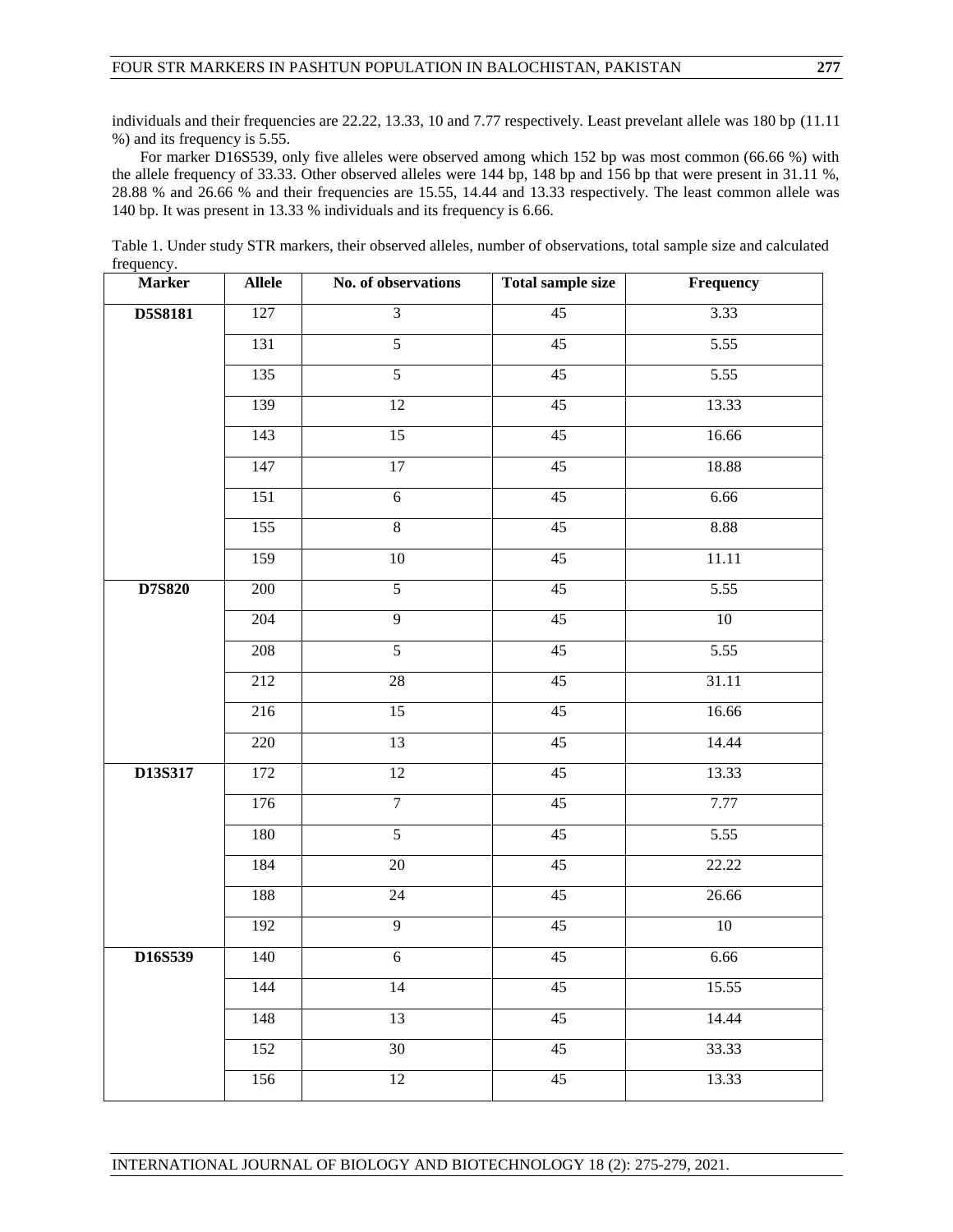individuals and their frequencies are 22.22, 13.33, 10 and 7.77 respectively. Least prevelant allele was 180 bp (11.11 %) and its frequency is 5.55.

For marker D16S539, only five alleles were observed among which 152 bp was most common (66.66 %) with the allele frequency of 33.33. Other observed alleles were 144 bp, 148 bp and 156 bp that were present in 31.11 %, 28.88 % and 26.66 % and their frequencies are 15.55, 14.44 and 13.33 respectively. The least common allele was 140 bp. It was present in 13.33 % individuals and its frequency is 6.66.

Table 1. Under study STR markers, their observed alleles, number of observations, total sample size and calculated frequency.

| Marker | Allele | No. of observations | Total sample size | Frequency |
|---|---|---|---|---|
| **D5S8181** | 127 | 3 | 45 | 3.33 |
| | 131 | 5 | 45 | 5.55 |
| | 135 | 5 | 45 | 5.55 |
| | 139 | 12 | 45 | 13.33 |
| | 143 | 15 | 45 | 16.66 |
| | 147 | 17 | 45 | 18.88 |
| | 151 | 6 | 45 | 6.66 |
| | 155 | 8 | 45 | 8.88 |
| | 159 | 10 | 45 | 11.11 |
| **D7S820** | 200 | 5 | 45 | 5.55 |
| | 204 | 9 | 45 | 10 |
| | 208 | 5 | 45 | 5.55 |
| | 212 | 28 | 45 | 31.11 |
| | 216 | 15 | 45 | 16.66 |
| | 220 | 13 | 45 | 14.44 |
| **D13S317** | 172 | 12 | 45 | 13.33 |
| | 176 | 7 | 45 | 7.77 |
| | 180 | 5 | 45 | 5.55 |
| | 184 | 20 | 45 | 22.22 |
| | 188 | 24 | 45 | 26.66 |
| | 192 | 9 | 45 | 10 |
| **D16S539** | 140 | 6 | 45 | 6.66 |
| | 144 | 14 | 45 | 15.55 |
| | 148 | 13 | 45 | 14.44 |
| | 152 | 30 | 45 | 33.33 |
| | 156 | 12 | 45 | 13.33 |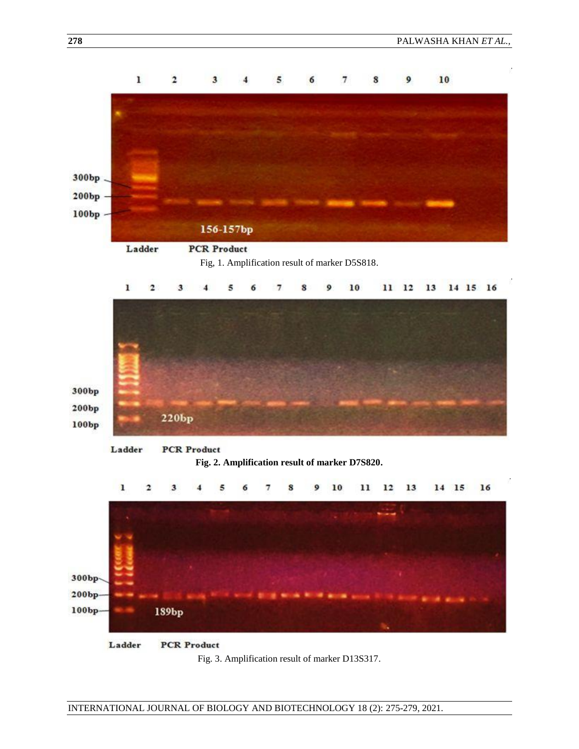Fig, 1. Amplification result of marker D5S818.

**Fig. 2. Amplification result of marker D7S820.**

Fig. 3. Amplification result of marker D13S317.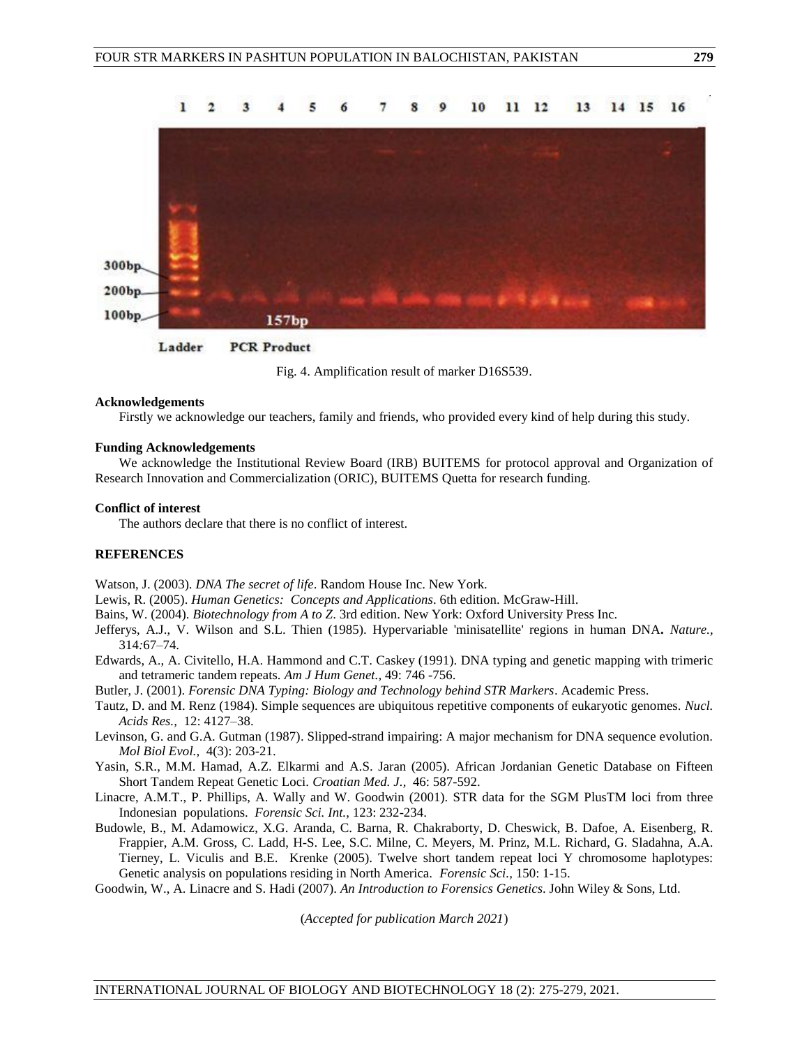1 2 3 4 5 6 7 8 9 10 11 12 13 14 15 16

300bp
200bp
100bp

157bp

Ladder PCR Product

Fig. 4. Amplification result of marker D16S539.

### Acknowledgements

Firstly we acknowledge our teachers, family and friends, who provided every kind of help during this study.

### Funding Acknowledgements

We acknowledge the Institutional Review Board (IRB) BUITEMS for protocol approval and Organization of Research Innovation and Commercialization (ORIC), BUITEMS Quetta for research funding.

### Conflict of interest

The authors declare that there is no conflict of interest.

## REFERENCES

Watson, J. (2003). *DNA The secret of life*. Random House Inc. New York.

Lewis, R. (2005). *Human Genetics: Concepts and Applications*. 6th edition. McGraw-Hill.

Bains, W. (2004). *Biotechnology from A to Z*. 3rd edition. New York: Oxford University Press Inc.

Jefferys, A.J., V. Wilson and S.L. Thien (1985). Hypervariable 'minisatellite' regions in human DNA**.** *Nature.,* 314:67–74.

Edwards, A., A. Civitello, H.A. Hammond and C.T. Caskey (1991). DNA typing and genetic mapping with trimeric and tetrameric tandem repeats. *Am J Hum Genet.,* 49: 746 -756.

Butler, J. (2001). *Forensic DNA Typing: Biology and Technology behind STR Markers*. Academic Press.

Tautz, D. and M. Renz (1984). Simple sequences are ubiquitous repetitive components of eukaryotic genomes. *Nucl. Acids Res.,* 12: 4127–38.

Levinson, G. and G.A. Gutman (1987). Slipped-strand impairing: A major mechanism for DNA sequence evolution. *Mol Biol Evol.,* 4(3): 203-21.

Yasin, S.R., M.M. Hamad, A.Z. Elkarmi and A.S. Jaran (2005). African Jordanian Genetic Database on Fifteen Short Tandem Repeat Genetic Loci. *Croatian Med. J.,* 46: 587-592.

Linacre, A.M.T., P. Phillips, A. Wally and W. Goodwin (2001). STR data for the SGM PlusTM loci from three Indonesian populations. *Forensic Sci. Int.,* 123: 232-234.

Budowle, B., M. Adamowicz, X.G. Aranda, C. Barna, R. Chakraborty, D. Cheswick, B. Dafoe, A. Eisenberg, R. Frappier, A.M. Gross, C. Ladd, H-S. Lee, S.C. Milne, C. Meyers, M. Prinz, M.L. Richard, G. Sladahna, A.A. Tierney, L. Viculis and B.E. Krenke (2005). Twelve short tandem repeat loci Y chromosome haplotypes: Genetic analysis on populations residing in North America. *Forensic Sci.*, 150: 1-15.

Goodwin, W., A. Linacre and S. Hadi (2007). *An Introduction to Forensics Genetics*. John Wiley & Sons, Ltd.

(*Accepted for publication March 2021*)